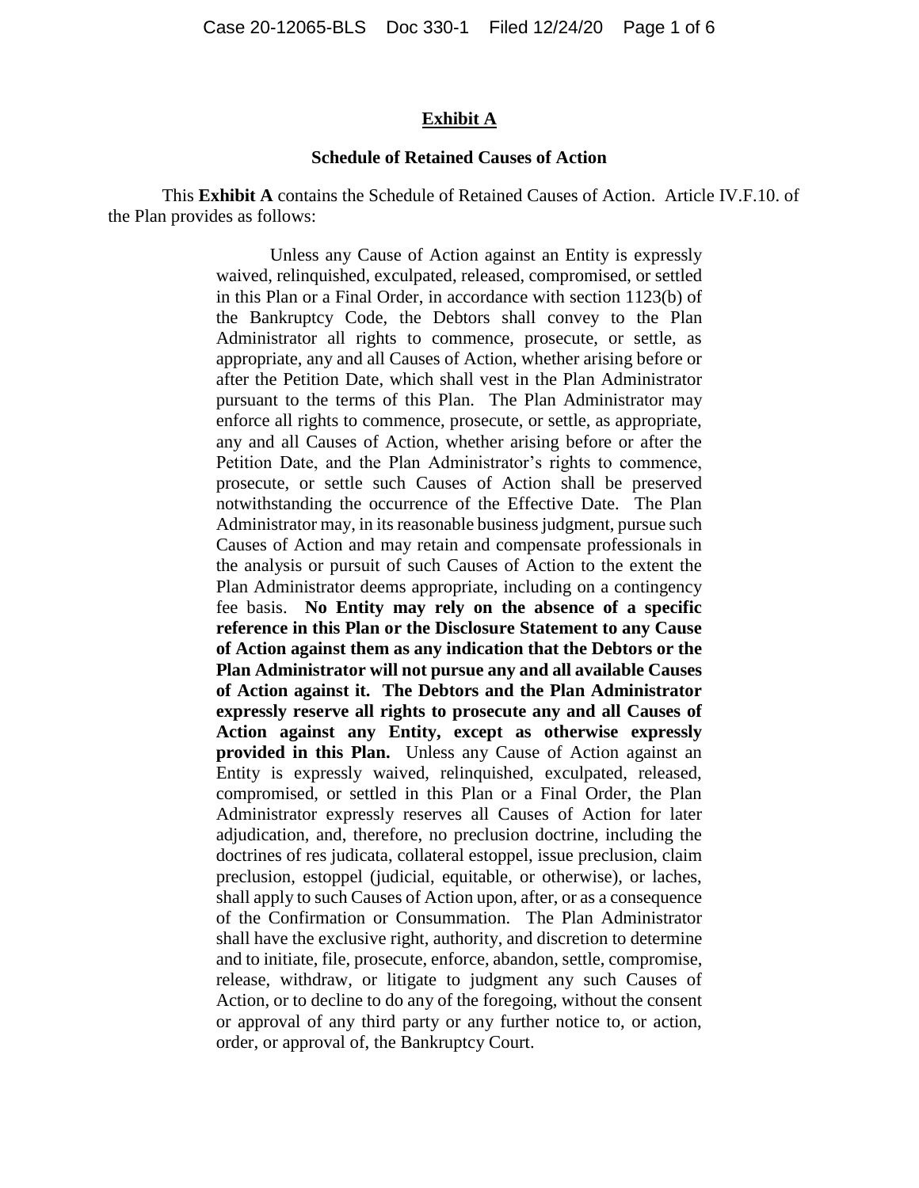## Exhibit A

### Schedule of Retained Causes of Action

This **Exhibit A** contains the Schedule of Retained Causes of Action. Article IV.F.10. of the Plan provides as follows:

> Unless any Cause of Action against an Entity is expressly waived, relinquished, exculpated, released, compromised, or settled in this Plan or a Final Order, in accordance with section 1123(b) of the Bankruptcy Code, the Debtors shall convey to the Plan Administrator all rights to commence, prosecute, or settle, as appropriate, any and all Causes of Action, whether arising before or after the Petition Date, which shall vest in the Plan Administrator pursuant to the terms of this Plan. The Plan Administrator may enforce all rights to commence, prosecute, or settle, as appropriate, any and all Causes of Action, whether arising before or after the Petition Date, and the Plan Administrator's rights to commence, prosecute, or settle such Causes of Action shall be preserved notwithstanding the occurrence of the Effective Date. The Plan Administrator may, in its reasonable business judgment, pursue such Causes of Action and may retain and compensate professionals in the analysis or pursuit of such Causes of Action to the extent the Plan Administrator deems appropriate, including on a contingency fee basis. **No Entity may rely on the absence of a specific reference in this Plan or the Disclosure Statement to any Cause of Action against them as any indication that the Debtors or the Plan Administrator will not pursue any and all available Causes of Action against it. The Debtors and the Plan Administrator expressly reserve all rights to prosecute any and all Causes of Action against any Entity, except as otherwise expressly provided in this Plan.** Unless any Cause of Action against an Entity is expressly waived, relinquished, exculpated, released, compromised, or settled in this Plan or a Final Order, the Plan Administrator expressly reserves all Causes of Action for later adjudication, and, therefore, no preclusion doctrine, including the doctrines of res judicata, collateral estoppel, issue preclusion, claim preclusion, estoppel (judicial, equitable, or otherwise), or laches, shall apply to such Causes of Action upon, after, or as a consequence of the Confirmation or Consummation. The Plan Administrator shall have the exclusive right, authority, and discretion to determine and to initiate, file, prosecute, enforce, abandon, settle, compromise, release, withdraw, or litigate to judgment any such Causes of Action, or to decline to do any of the foregoing, without the consent or approval of any third party or any further notice to, or action, order, or approval of, the Bankruptcy Court.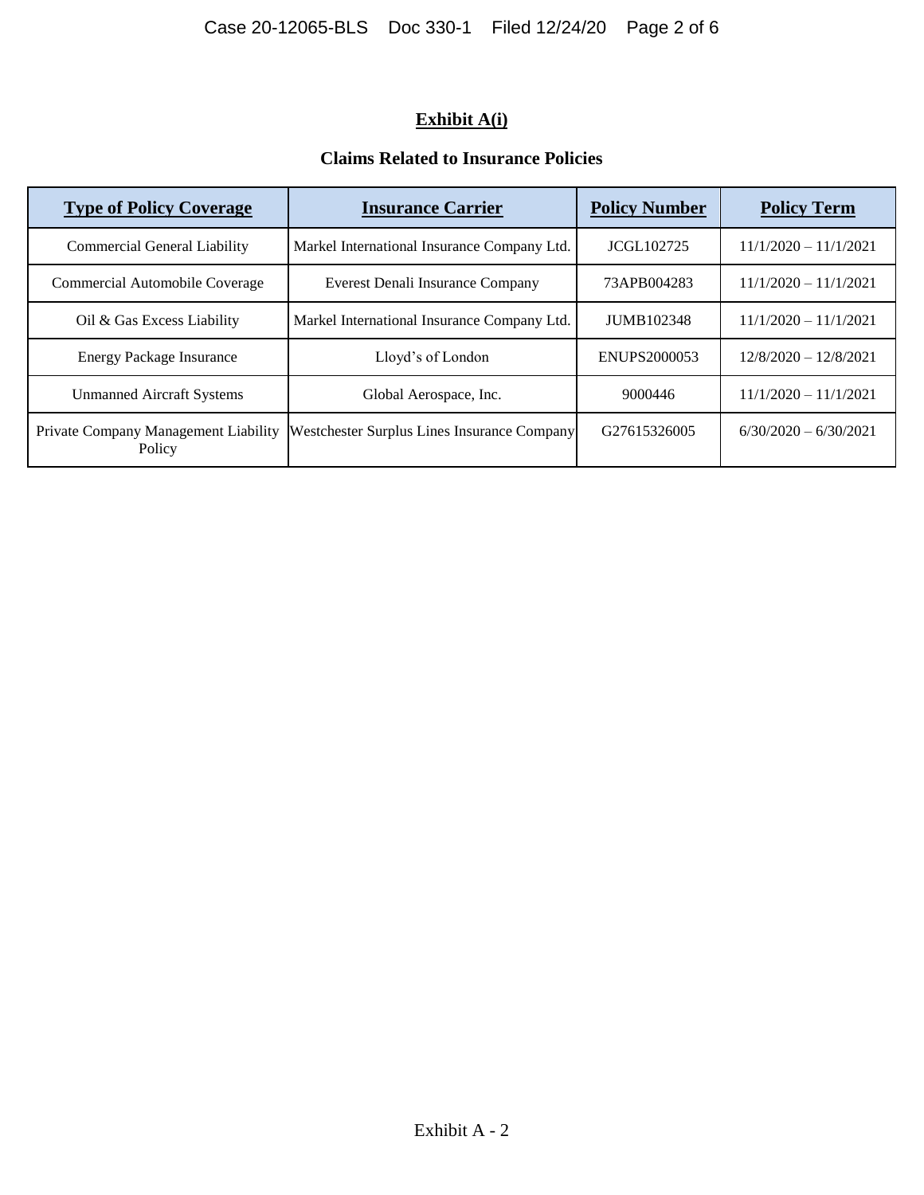# **Exhibit A(i)**

## **Claims Related to Insurance Policies**

| **Type of Policy Coverage** | **Insurance Carrier** | **Policy Number** | **Policy Term** |
|---|---|---|---|
| Commercial General Liability | Markel International Insurance Company Ltd. | JCGL102725 | 11/1/2020 – 11/1/2021 |
| Commercial Automobile Coverage | Everest Denali Insurance Company | 73APB004283 | 11/1/2020 – 11/1/2021 |
| Oil & Gas Excess Liability | Markel International Insurance Company Ltd. | JUMB102348 | 11/1/2020 – 11/1/2021 |
| Energy Package Insurance | Lloyd's of London | ENUPS2000053 | 12/8/2020 – 12/8/2021 |
| Unmanned Aircraft Systems | Global Aerospace, Inc. | 9000446 | 11/1/2020 – 11/1/2021 |
| Private Company Management Liability Policy | Westchester Surplus Lines Insurance Company | G27615326005 | 6/30/2020 – 6/30/2021 |

Exhibit A - 2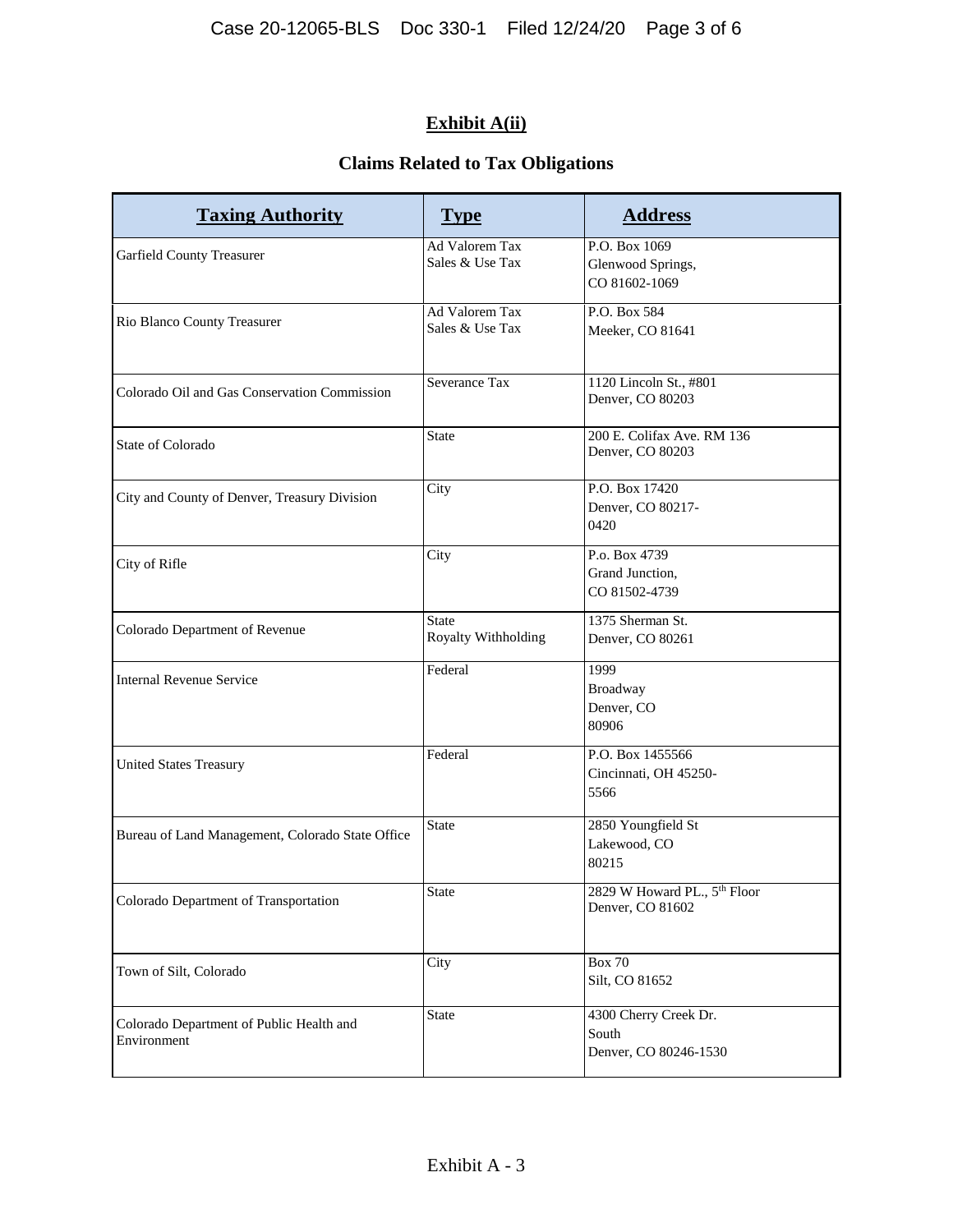## Exhibit A(ii)

### Claims Related to Tax Obligations

| Taxing Authority | Type | Address |
|---|---|---|
| Garfield County Treasurer | Ad Valorem Tax<br>Sales & Use Tax | P.O. Box 1069<br>Glenwood Springs,<br>CO 81602-1069 |
| Rio Blanco County Treasurer | Ad Valorem Tax<br>Sales & Use Tax | P.O. Box 584<br>Meeker, CO 81641 |
| Colorado Oil and Gas Conservation Commission | Severance Tax | 1120 Lincoln St., #801<br>Denver, CO 80203 |
| State of Colorado | State | 200 E. Colifax Ave. RM 136<br>Denver, CO 80203 |
| City and County of Denver, Treasury Division | City | P.O. Box 17420<br>Denver, CO 80217-<br>0420 |
| City of Rifle | City | P.o. Box 4739<br>Grand Junction,<br>CO 81502-4739 |
| Colorado Department of Revenue | State<br>Royalty Withholding | 1375 Sherman St.<br>Denver, CO 80261 |
| Internal Revenue Service | Federal | 1999<br>Broadway<br>Denver, CO<br>80906 |
| United States Treasury | Federal | P.O. Box 1455566<br>Cincinnati, OH 45250-<br>5566 |
| Bureau of Land Management, Colorado State Office | State | 2850 Youngfield St<br>Lakewood, CO<br>80215 |
| Colorado Department of Transportation | State | 2829 W Howard PL., 5th Floor<br>Denver, CO 81602 |
| Town of Silt, Colorado | City | Box 70<br>Silt, CO 81652 |
| Colorado Department of Public Health and Environment | State | 4300 Cherry Creek Dr.<br>South<br>Denver, CO 80246-1530 |

Exhibit A - 3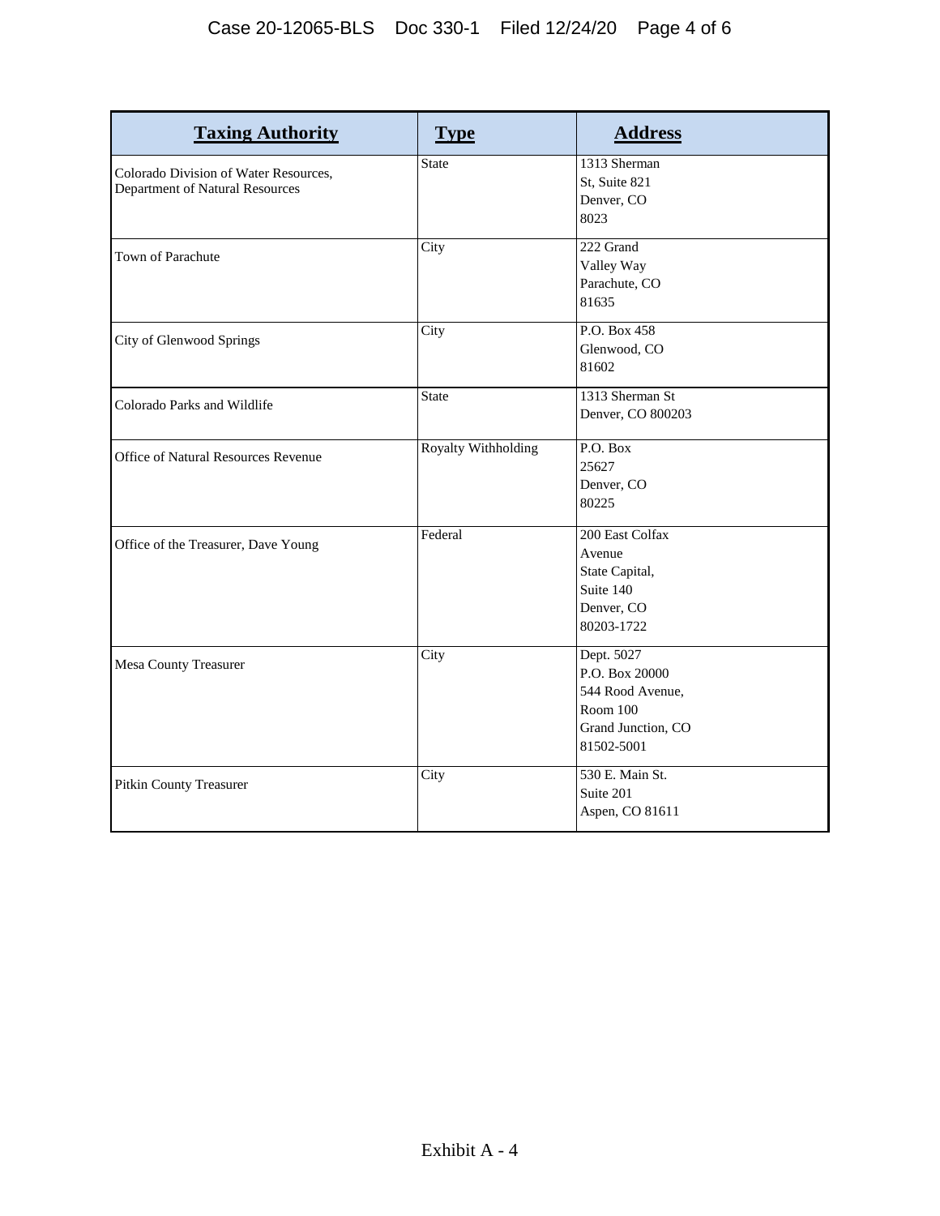| **Taxing Authority** | **Type** | **Address** |
|---|---|---|
| Colorado Division of Water Resources, Department of Natural Resources | State | 1313 Sherman St, Suite 821 Denver, CO 8023 |
| Town of Parachute | City | 222 Grand Valley Way Parachute, CO 81635 |
| City of Glenwood Springs | City | P.O. Box 458 Glenwood, CO 81602 |
| Colorado Parks and Wildlife | State | 1313 Sherman St Denver, CO 800203 |
| Office of Natural Resources Revenue | Royalty Withholding | P.O. Box 25627 Denver, CO 80225 |
| Office of the Treasurer, Dave Young | Federal | 200 East Colfax Avenue State Capital, Suite 140 Denver, CO 80203-1722 |
| Mesa County Treasurer | City | Dept. 5027 P.O. Box 20000 544 Rood Avenue, Room 100 Grand Junction, CO 81502-5001 |
| Pitkin County Treasurer | City | 530 E. Main St. Suite 201 Aspen, CO 81611 |

Exhibit A - 4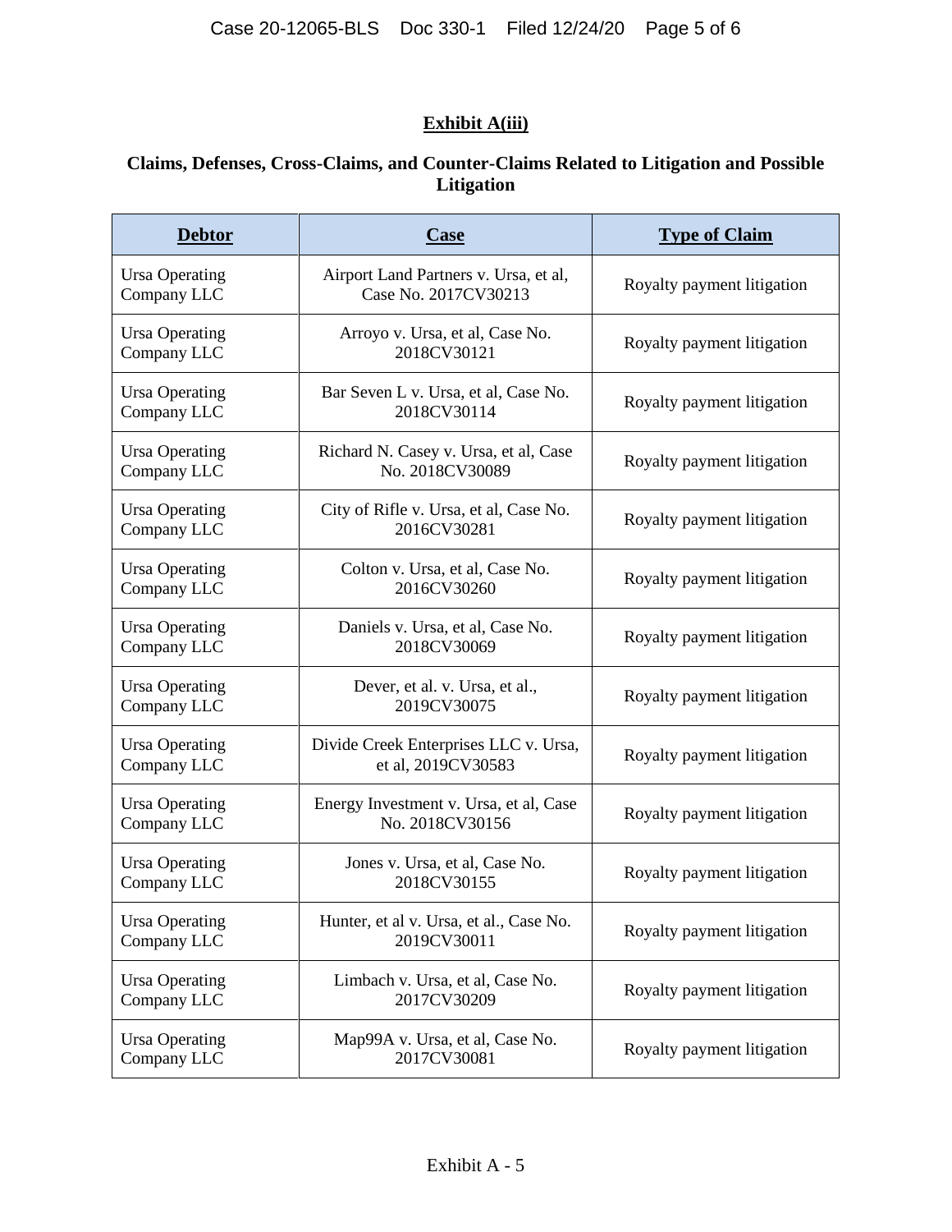**Exhibit A(iii)**

**Claims, Defenses, Cross-Claims, and Counter-Claims Related to Litigation and Possible Litigation**

| Debtor | Case | Type of Claim |
|---|---|---|
| Ursa Operating Company LLC | Airport Land Partners v. Ursa, et al, Case No. 2017CV30213 | Royalty payment litigation |
| Ursa Operating Company LLC | Arroyo v. Ursa, et al, Case No. 2018CV30121 | Royalty payment litigation |
| Ursa Operating Company LLC | Bar Seven L v. Ursa, et al, Case No. 2018CV30114 | Royalty payment litigation |
| Ursa Operating Company LLC | Richard N. Casey v. Ursa, et al, Case No. 2018CV30089 | Royalty payment litigation |
| Ursa Operating Company LLC | City of Rifle v. Ursa, et al, Case No. 2016CV30281 | Royalty payment litigation |
| Ursa Operating Company LLC | Colton v. Ursa, et al, Case No. 2016CV30260 | Royalty payment litigation |
| Ursa Operating Company LLC | Daniels v. Ursa, et al, Case No. 2018CV30069 | Royalty payment litigation |
| Ursa Operating Company LLC | Dever, et al. v. Ursa, et al., 2019CV30075 | Royalty payment litigation |
| Ursa Operating Company LLC | Divide Creek Enterprises LLC v. Ursa, et al, 2019CV30583 | Royalty payment litigation |
| Ursa Operating Company LLC | Energy Investment v. Ursa, et al, Case No. 2018CV30156 | Royalty payment litigation |
| Ursa Operating Company LLC | Jones v. Ursa, et al, Case No. 2018CV30155 | Royalty payment litigation |
| Ursa Operating Company LLC | Hunter, et al v. Ursa, et al., Case No. 2019CV30011 | Royalty payment litigation |
| Ursa Operating Company LLC | Limbach v. Ursa, et al, Case No. 2017CV30209 | Royalty payment litigation |
| Ursa Operating Company LLC | Map99A v. Ursa, et al, Case No. 2017CV30081 | Royalty payment litigation |

Exhibit A - 5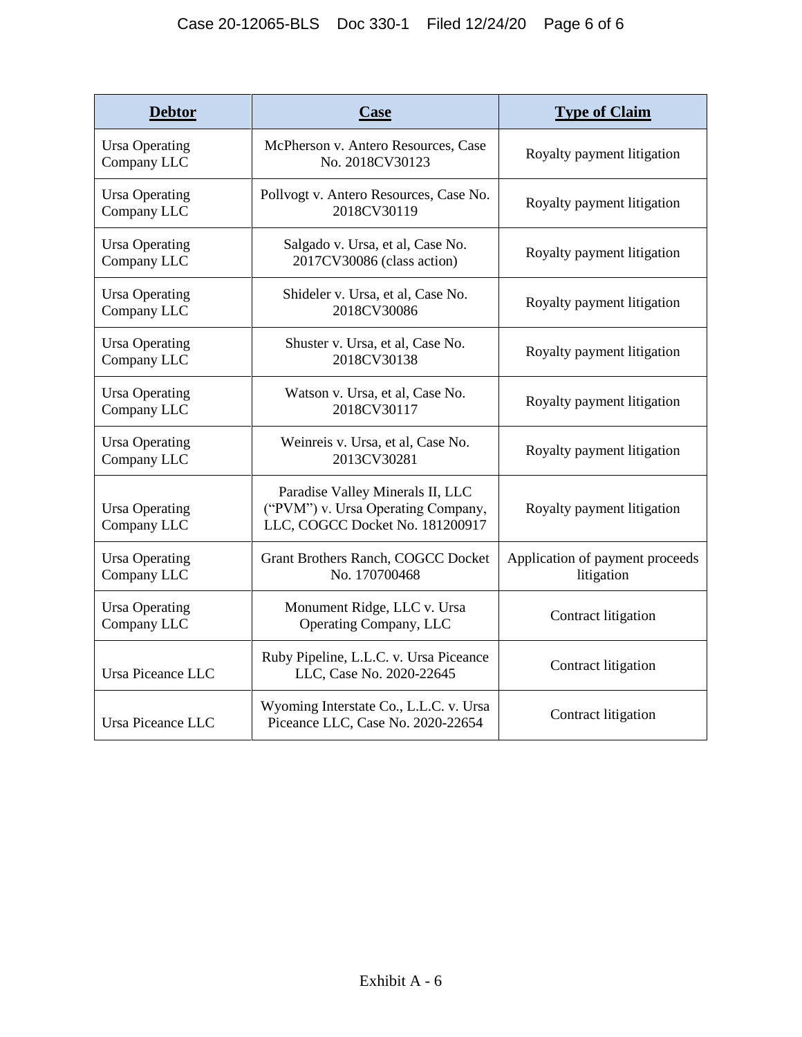| **Debtor** | **Case** | **Type of Claim** |
|---|---|---|
| Ursa Operating Company LLC | McPherson v. Antero Resources, Case No. 2018CV30123 | Royalty payment litigation |
| Ursa Operating Company LLC | Pollvogt v. Antero Resources, Case No. 2018CV30119 | Royalty payment litigation |
| Ursa Operating Company LLC | Salgado v. Ursa, et al, Case No. 2017CV30086 (class action) | Royalty payment litigation |
| Ursa Operating Company LLC | Shideler v. Ursa, et al, Case No. 2018CV30086 | Royalty payment litigation |
| Ursa Operating Company LLC | Shuster v. Ursa, et al, Case No. 2018CV30138 | Royalty payment litigation |
| Ursa Operating Company LLC | Watson v. Ursa, et al, Case No. 2018CV30117 | Royalty payment litigation |
| Ursa Operating Company LLC | Weinreis v. Ursa, et al, Case No. 2013CV30281 | Royalty payment litigation |
| Ursa Operating Company LLC | Paradise Valley Minerals II, LLC ("PVM") v. Ursa Operating Company, LLC, COGCC Docket No. 181200917 | Royalty payment litigation |
| Ursa Operating Company LLC | Grant Brothers Ranch, COGCC Docket No. 170700468 | Application of payment proceeds litigation |
| Ursa Operating Company LLC | Monument Ridge, LLC v. Ursa Operating Company, LLC | Contract litigation |
| Ursa Piceance LLC | Ruby Pipeline, L.L.C. v. Ursa Piceance LLC, Case No. 2020-22645 | Contract litigation |
| Ursa Piceance LLC | Wyoming Interstate Co., L.L.C. v. Ursa Piceance LLC, Case No. 2020-22654 | Contract litigation |

Exhibit A - 6